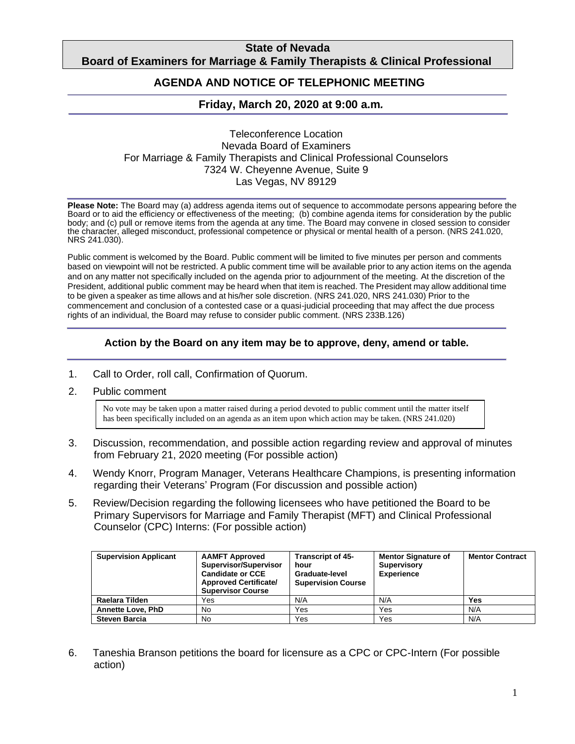# State of Nevada
## Board of Examiners for Marriage & Family Therapists & Clinical Professional

## AGENDA AND NOTICE OF TELEPHONIC MEETING

### Friday, March 20, 2020 at 9:00 a.m.

Teleconference Location
Nevada Board of Examiners
For Marriage & Family Therapists and Clinical Professional Counselors
7324 W. Cheyenne Avenue, Suite 9
Las Vegas, NV 89129

**Please Note:** The Board may (a) address agenda items out of sequence to accommodate persons appearing before the Board or to aid the efficiency or effectiveness of the meeting; (b) combine agenda items for consideration by the public body; and (c) pull or remove items from the agenda at any time. The Board may convene in closed session to consider the character, alleged misconduct, professional competence or physical or mental health of a person. (NRS 241.020, NRS 241.030).

Public comment is welcomed by the Board. Public comment will be limited to five minutes per person and comments based on viewpoint will not be restricted. A public comment time will be available prior to any action items on the agenda and on any matter not specifically included on the agenda prior to adjournment of the meeting. At the discretion of the President, additional public comment may be heard when that item is reached. The President may allow additional time to be given a speaker as time allows and at his/her sole discretion. (NRS 241.020, NRS 241.030) Prior to the commencement and conclusion of a contested case or a quasi-judicial proceeding that may affect the due process rights of an individual, the Board may refuse to consider public comment. (NRS 233B.126)

**Action by the Board on any item may be to approve, deny, amend or table.**

1. Call to Order, roll call, Confirmation of Quorum.
2. Public comment

   No vote may be taken upon a matter raised during a period devoted to public comment until the matter itself has been specifically included on an agenda as an item upon which action may be taken. (NRS 241.020)

3. Discussion, recommendation, and possible action regarding review and approval of minutes from February 21, 2020 meeting (For possible action)
4. Wendy Knorr, Program Manager, Veterans Healthcare Champions, is presenting information regarding their Veterans' Program (For discussion and possible action)
5. Review/Decision regarding the following licensees who have petitioned the Board to be Primary Supervisors for Marriage and Family Therapist (MFT) and Clinical Professional Counselor (CPC) Interns: (For possible action)

| Supervision Applicant | AAMFT Approved Supervisor/Supervisor Candidate or CCE Approved Certificate/ Supervisor Course | Transcript of 45-hour Graduate-level Supervision Course | Mentor Signature of Supervisory Experience | Mentor Contract |
|---|---|---|---|---|
| **Raelara Tilden** | Yes | N/A | N/A | **Yes** |
| **Annette Love, PhD** | No | Yes | Yes | N/A |
| **Steven Barcia** | No | Yes | Yes | N/A |

6. Taneshia Branson petitions the board for licensure as a CPC or CPC-Intern (For possible action)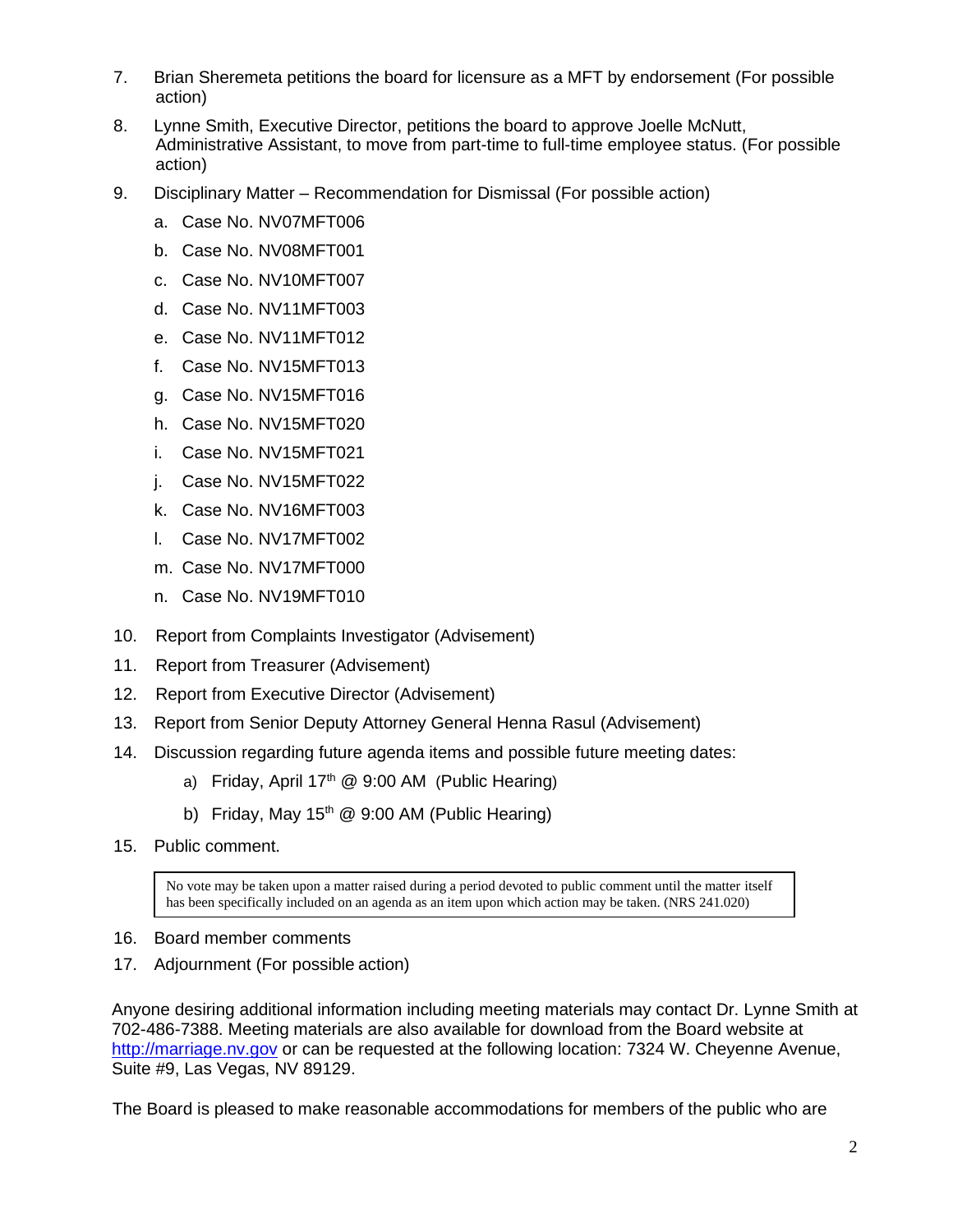7. Brian Sheremeta petitions the board for licensure as a MFT by endorsement (For possible action)
8. Lynne Smith, Executive Director, petitions the board to approve Joelle McNutt, Administrative Assistant, to move from part-time to full-time employee status. (For possible action)
9. Disciplinary Matter – Recommendation for Dismissal (For possible action)
    a. Case No. NV07MFT006
    b. Case No. NV08MFT001
    c. Case No. NV10MFT007
    d. Case No. NV11MFT003
    e. Case No. NV11MFT012
    f. Case No. NV15MFT013
    g. Case No. NV15MFT016
    h. Case No. NV15MFT020
    i. Case No. NV15MFT021
    j. Case No. NV15MFT022
    k. Case No. NV16MFT003
    l. Case No. NV17MFT002
    m. Case No. NV17MFT000
    n. Case No. NV19MFT010
10. Report from Complaints Investigator (Advisement)
11. Report from Treasurer (Advisement)
12. Report from Executive Director (Advisement)
13. Report from Senior Deputy Attorney General Henna Rasul (Advisement)
14. Discussion regarding future agenda items and possible future meeting dates:
    a) Friday, April 17th @ 9:00 AM (Public Hearing)
    b) Friday, May 15th @ 9:00 AM (Public Hearing)
15. Public comment.

> No vote may be taken upon a matter raised during a period devoted to public comment until the matter itself has been specifically included on an agenda as an item upon which action may be taken. (NRS 241.020)

16. Board member comments
17. Adjournment (For possible action)

Anyone desiring additional information including meeting materials may contact Dr. Lynne Smith at 702-486-7388. Meeting materials are also available for download from the Board website at http://marriage.nv.gov or can be requested at the following location: 7324 W. Cheyenne Avenue, Suite #9, Las Vegas, NV 89129.

The Board is pleased to make reasonable accommodations for members of the public who are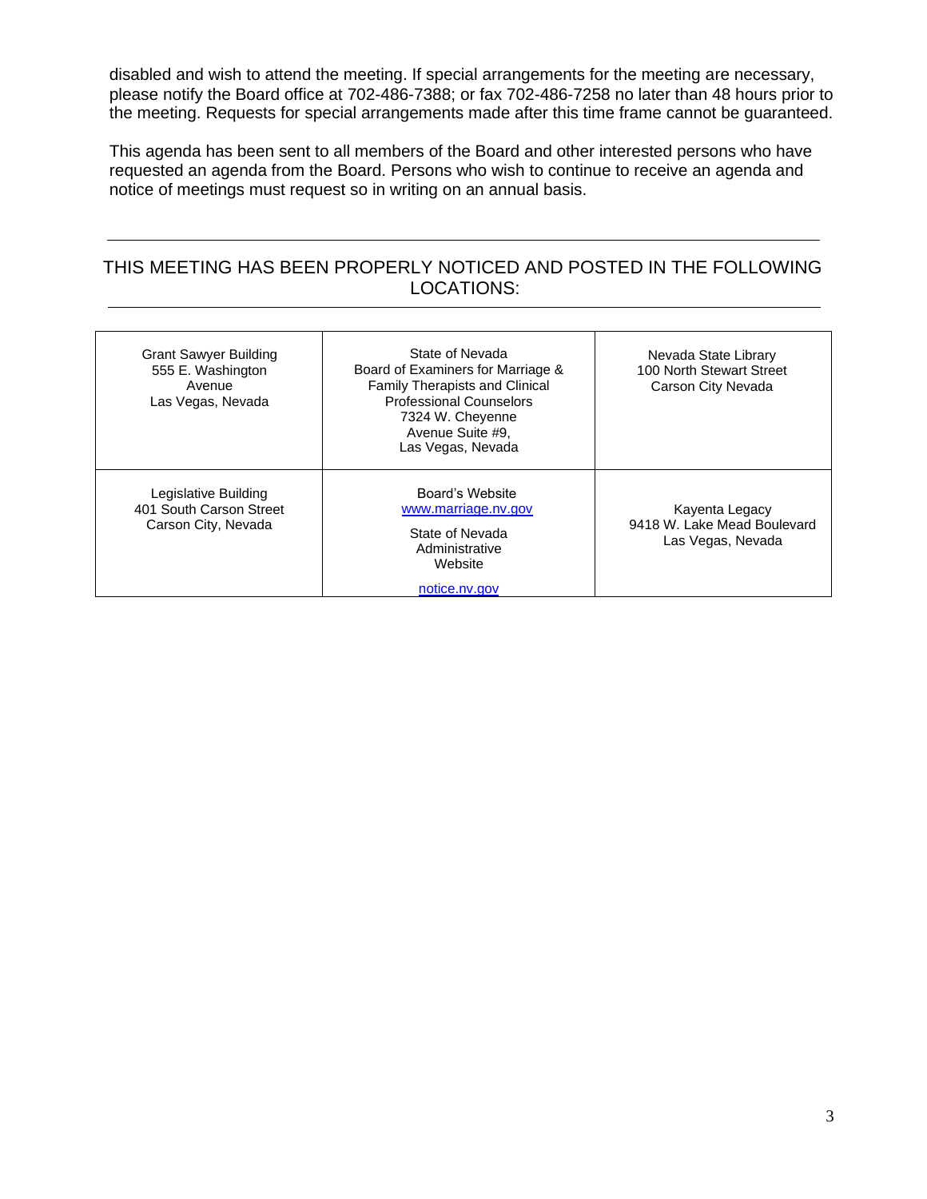disabled and wish to attend the meeting. If special arrangements for the meeting are necessary, please notify the Board office at 702-486-7388; or fax 702-486-7258 no later than 48 hours prior to the meeting. Requests for special arrangements made after this time frame cannot be guaranteed.

This agenda has been sent to all members of the Board and other interested persons who have requested an agenda from the Board. Persons who wish to continue to receive an agenda and notice of meetings must request so in writing on an annual basis.

---

## THIS MEETING HAS BEEN PROPERLY NOTICED AND POSTED IN THE FOLLOWING LOCATIONS:

---

| | | |
|---|---|---|
| Grant Sawyer Building<br>555 E. Washington Avenue<br>Las Vegas, Nevada | State of Nevada<br>Board of Examiners for Marriage & Family Therapists and Clinical Professional Counselors<br>7324 W. Cheyenne Avenue Suite #9,<br>Las Vegas, Nevada | Nevada State Library<br>100 North Stewart Street<br>Carson City Nevada |
| Legislative Building<br>401 South Carson Street<br>Carson City, Nevada | Board's Website<br>www.marriage.nv.gov<br>State of Nevada Administrative Website<br>notice.nv.gov | Kayenta Legacy<br>9418 W. Lake Mead Boulevard<br>Las Vegas, Nevada |